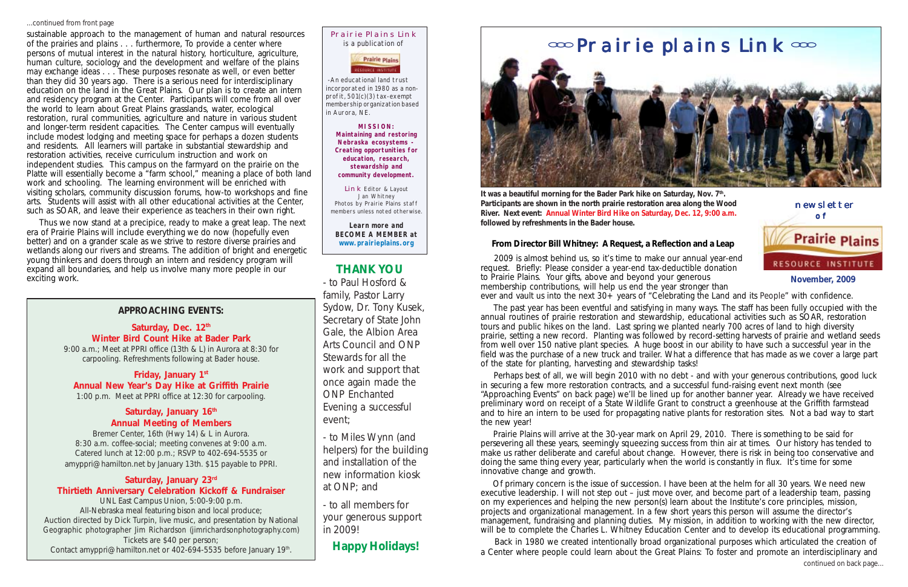...continued from front page

sustainable approach to the management of human and natural resources of the prairies and plains . . . furthermore, To provide a center where persons of mutual interest in the natural history, horticulture, agriculture, human culture, sociology and the development and welfare of the plains may exchange ideas . . . These purposes resonate as well, or even better than they did 30 years ago. There is a serious need for interdisciplinary education on the land in the Great Plains. Our plan is to create an intern and residency program at the Center. Participants will come from all over the world to learn about Great Plains grasslands, water, ecological restoration, rural communities, agriculture and nature in various student and longer-term resident capacities. The Center campus will eventually include modest lodging and meeting space for perhaps a dozen students and residents. All learners will partake in substantial stewardship and restoration activities, receive curriculum instruction and work on independent studies. This campus on the farmyard on the prairie on the Platte will essentially become a "farm school," meaning a place of both land work and schooling. The learning environment will be enriched with visiting scholars, community discussion forums, how-to workshops and fine arts. Students will assist with all other educational activities at the Center, such as SOAR, and leave their experience as teachers in their own right.

Thus we now stand at a precipice, ready to make a great leap. The next era of Prairie Plains will include everything we do now (hopefully even better) and on a grander scale as we strive to restore diverse prairies and wetlands along our rivers and streams. The addition of bright and energetic young thinkers and doers through an intern and residency program will expand all boundaries, and help us involve many more people in our exciting work.

## APPROACHING EVENTS:

**Saturday, Dec. 12th**
**Winter Bird Count Hike at Bader Park**
9:00 a.m.; Meet at PPRI office (13th & L) in Aurora at 8:30 for carpooling. Refreshments following at Bader house.

**Friday, January 1st**
**Annual New Year's Day Hike at Griffith Prairie**
1:00 p.m. Meet at PPRI office at 12:30 for carpooling.

**Saturday, January 16th**
**Annual Meeting of Members**
Bremer Center, 16th (Hwy 14) & L in Aurora.
8:30 a.m. coffee-social; meeting convenes at 9:00 a.m.
Catered lunch at 12:00 p.m.; RSVP to 402-694-5535 or amyppri@hamilton.net by January 13th. $15 payable to PPRI.

**Saturday, January 23rd**
**Thirtieth Anniversary Celebration Kickoff & Fundraiser**
UNL East Campus Union, 5:00-9:00 p.m.
All-Nebraska meal featuring bison and local produce;
Auction directed by Dick Turpin, live music, and presentation by National Geographic photographer Jim Richardson (jimrichardsonphotography.com)
Tickets are $40 per person;
Contact amyppri@hamilton.net or 402-694-5535 before January 19th.

Prairie Plains Link is a publication of Prairie Plains Resource Institute

-An educational land trust incorporated in 1980 as a non-profit, 501(c)(3) tax-exempt membership organization based in Aurora, NE.

**MISSION:**
**Maintaining and restoring Nebraska ecosystems - Creating opportunities for education, research, stewardship and community development.**

Link Editor & Layout
Jan Whitney
Photos by Prairie Plains staff members unless noted otherwise.

**Learn more and BECOME A MEMBER at www.prairieplains.org**

## THANK YOU

- to Paul Hosford & family, Pastor Larry Sydow, Dr. Tony Kusek, Secretary of State John Gale, the Albion Area Arts Council and ONP Stewards for all the work and support that once again made the ONP Enchanted Evening a successful event;

- to Miles Wynn (and helpers) for the building and installation of the new information kiosk at ONP; and

- to all members for your generous support in 2009!

**Happy Holidays!**

# Prairie plains Link

**It was a beautiful morning for the Bader Park hike on Saturday, Nov. 7th. Participants are shown in the north prairie restoration area along the Wood River. Next event: Annual Winter Bird Hike on Saturday, Dec. 12, 9:00 a.m. followed by refreshments in the Bader house.**

newsletter of Prairie Plains Resource Institute

**November, 2009**

### From Director Bill Whitney: A Request, a Reflection and a Leap

2009 is almost behind us, so it's time to make our annual year-end request. Briefly: Please consider a year-end tax-deductible donation to Prairie Plains. Your gifts, above and beyond your generous membership contributions, will help us end the year stronger than ever and vault us into the next 30+ years of "Celebrating the Land and its People" with confidence.

The past year has been eventful and satisfying in many ways. The staff has been fully occupied with the annual routines of prairie restoration and stewardship, educational activities such as SOAR, restoration tours and public hikes on the land. Last spring we planted nearly 700 acres of land to high diversity prairie, setting a new record. Planting was followed by record-setting harvests of prairie and wetland seeds from well over 150 native plant species. A huge boost in our ability to have such a successful year in the field was the purchase of a new truck and trailer. What a difference that has made as we cover a large part of the state for planting, harvesting and stewardship tasks!

Perhaps best of all, we will begin 2010 with no debt - and with your generous contributions, good luck in securing a few more restoration contracts, and a successful fund-raising event next month (see "Approaching Events" on back page) we'll be lined up for another banner year. Already we have received preliminary word on receipt of a State Wildlife Grant to construct a greenhouse at the Griffith farmstead and to hire an intern to be used for propagating native plants for restoration sites. Not a bad way to start the new year!

Prairie Plains will arrive at the 30-year mark on April 29, 2010. There is something to be said for persevering all these years, seemingly squeezing success from thin air at times. Our history has tended to make us rather deliberate and careful about change. However, there is risk in being too conservative and doing the same thing every year, particularly when the world is constantly in flux. It's time for some innovative change and growth.

Of primary concern is the issue of succession. I have been at the helm for all 30 years. We need new executive leadership. I will not step out – just move over, and become part of a leadership team, passing on my experiences and helping the new person(s) learn about the Institute's core principles, mission, projects and organizational management. In a few short years this person will assume the director's management, fundraising and planning duties. My mission, in addition to working with the new director, will be to complete the Charles L. Whitney Education Center and to develop its educational programming.

Back in 1980 we created intentionally broad organizational purposes which articulated the creation of a Center where people could learn about the Great Plains: To foster and promote an interdisciplinary and

continued on back page...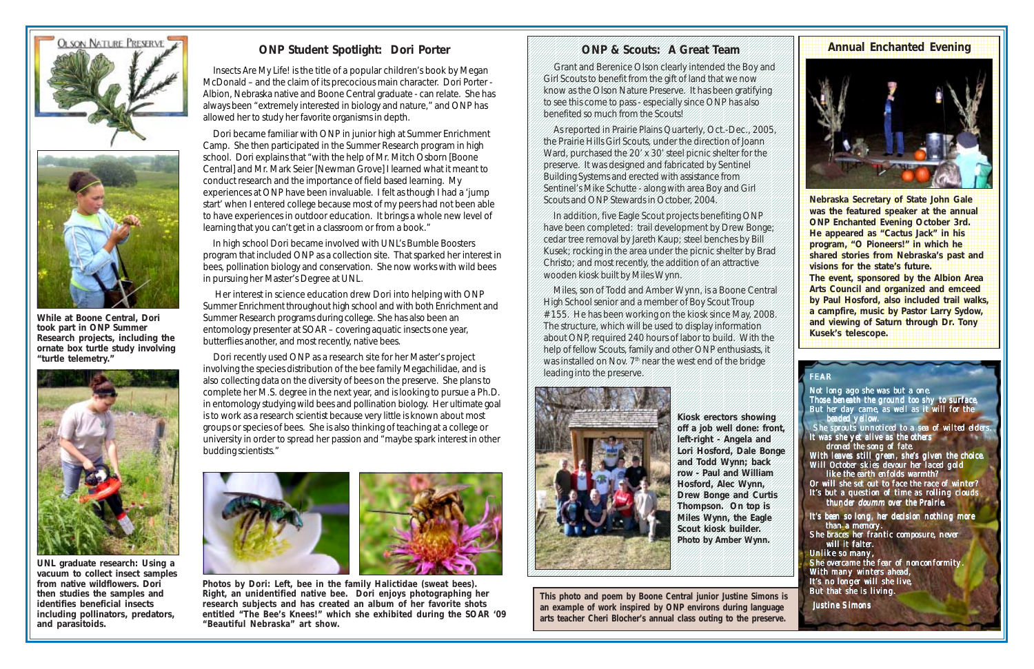OLSON NATURE PRESERVE

While at Boone Central, Dori took part in ONP Summer Research projects, including the ornate box turtle study involving "turtle telemetry."

UNL graduate research: Using a vacuum to collect insect samples from native wildflowers. Dori then studies the samples and identifies beneficial insects including pollinators, predators, and parasitoids.

## ONP Student Spotlight: Dori Porter

Insects Are My Life! is the title of a popular children's book by Megan McDonald – and the claim of its precocious main character. Dori Porter - Albion, Nebraska native and Boone Central graduate - can relate. She has always been "extremely interested in biology and nature," and ONP has allowed her to study her favorite organisms in depth.

Dori became familiar with ONP in junior high at Summer Enrichment Camp. She then participated in the Summer Research program in high school. Dori explains that "with the help of Mr. Mitch Osborn [Boone Central] and Mr. Mark Seier [Newman Grove] I learned what it meant to conduct research and the importance of field based learning. My experiences at ONP have been invaluable. I felt as though I had a 'jump start' when I entered college because most of my peers had not been able to have experiences in outdoor education. It brings a whole new level of learning that you can't get in a classroom or from a book."

In high school Dori became involved with UNL's Bumble Boosters program that included ONP as a collection site. That sparked her interest in bees, pollination biology and conservation. She now works with wild bees in pursuing her Master's Degree at UNL.

Her interest in science education drew Dori into helping with ONP Summer Enrichment throughout high school and with both Enrichment and Summer Research programs during college. She has also been an entomology presenter at SOAR – covering aquatic insects one year, butterflies another, and most recently, native bees.

Dori recently used ONP as a research site for her Master's project involving the species distribution of the bee family Megachilidae, and is also collecting data on the diversity of bees on the preserve. She plans to complete her M.S. degree in the next year, and is looking to pursue a Ph.D. in entomology studying wild bees and pollination biology. Her ultimate goal is to work as a research scientist because very little is known about most groups or species of bees. She is also thinking of teaching at a college or university in order to spread her passion and "maybe spark interest in other budding scientists."

**Photos by Dori: Left, bee in the family Halictidae (sweat bees). Right, an unidentified native bee. Dori enjoys photographing her research subjects and has created an album of her favorite shots entitled "The Bee's Knees!" which she exhibited during the SOAR '09 "Beautiful Nebraska" art show.**

## ONP & Scouts: A Great Team

Grant and Berenice Olson clearly intended the Boy and Girl Scouts to benefit from the gift of land that we now know as the Olson Nature Preserve. It has been gratifying to see this come to pass - especially since ONP has also benefited so much from the Scouts!

As reported in Prairie Plains Quarterly, Oct.-Dec., 2005, the Prairie Hills Girl Scouts, under the direction of Joann Ward, purchased the 20' x 30' steel picnic shelter for the preserve. It was designed and fabricated by Sentinel Building Systems and erected with assistance from Sentinel's Mike Schutte - along with area Boy and Girl Scouts and ONP Stewards in October, 2004.

In addition, five Eagle Scout projects benefiting ONP have been completed: trail development by Drew Bonge; cedar tree removal by Jareth Kaup; steel benches by Bill Kusek; rocking in the area under the picnic shelter by Brad Christo; and most recently, the addition of an attractive wooden kiosk built by Miles Wynn.

Miles, son of Todd and Amber Wynn, is a Boone Central High School senior and a member of Boy Scout Troup #155. He has been working on the kiosk since May, 2008. The structure, which will be used to display information about ONP, required 240 hours of labor to build. With the help of fellow Scouts, family and other ONP enthusiasts, it was installed on Nov. 7th near the west end of the bridge leading into the preserve.

**Kiosk erectors showing off a job well done: front, left-right - Angela and Lori Hosford, Dale Bonge and Todd Wynn; back row - Paul and William Hosford, Alec Wynn, Drew Bonge and Curtis Thompson. On top is Miles Wynn, the Eagle Scout kiosk builder. Photo by Amber Wynn.**

**This photo and poem by Boone Central junior Justine Simons is an example of work inspired by ONP environs during language arts teacher Cheri Blocher's annual class outing to the preserve.**

## Annual Enchanted Evening

**Nebraska Secretary of State John Gale was the featured speaker at the annual ONP Enchanted Evening October 3rd. He appeared as "Cactus Jack" in his program, "O Pioneers!" in which he shared stories from Nebraska's past and visions for the state's future.**
**The event, sponsored by the Albion Area Arts Council and organized and emceed by Paul Hosford, also included trail walks, a campfire, music by Pastor Larry Sydow, and viewing of Saturn through Dr. Tony Kusek's telescope.**

### FEAR

*Not long ago she was but a one.*
*Those beneath the ground too shy to surface,*
*But her day came, as well as it will for the beaded yellow.*
*She sprouts unnoticed to a sea of wilted elders.*
*It was she yet alive as the others droned the song of fate.*
*With leaves still green, she's given the choice.*
*Will October skies devour her laced gold like the earth enfolds warmth?*
*Or will she set out to face the race of winter?*
*It's but a question of time as rolling clouds thunder doumm over the Prairie.*
*It's been so long, her decision nothing more than a memory.*
*She braces her frantic composure, never will it falter.*
*Unlike so many,*
*She overcame the fear of nonconformity.*
*With many winters ahead,*
*It's no longer will she live,*
*But that she is living.*

*Justine Simons*